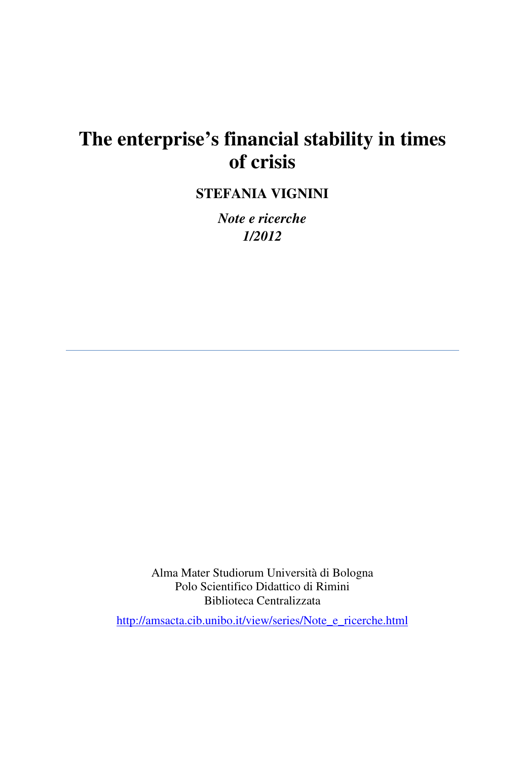# The enterprise's financial stability in times of crisis

**STEFANIA VIGNINI**

*Note e ricerche*
*1/2012*

---

Alma Mater Studiorum Università di Bologna
Polo Scientifico Didattico di Rimini
Biblioteca Centralizzata

http://amsacta.cib.unibo.it/view/series/Note_e_ricerche.html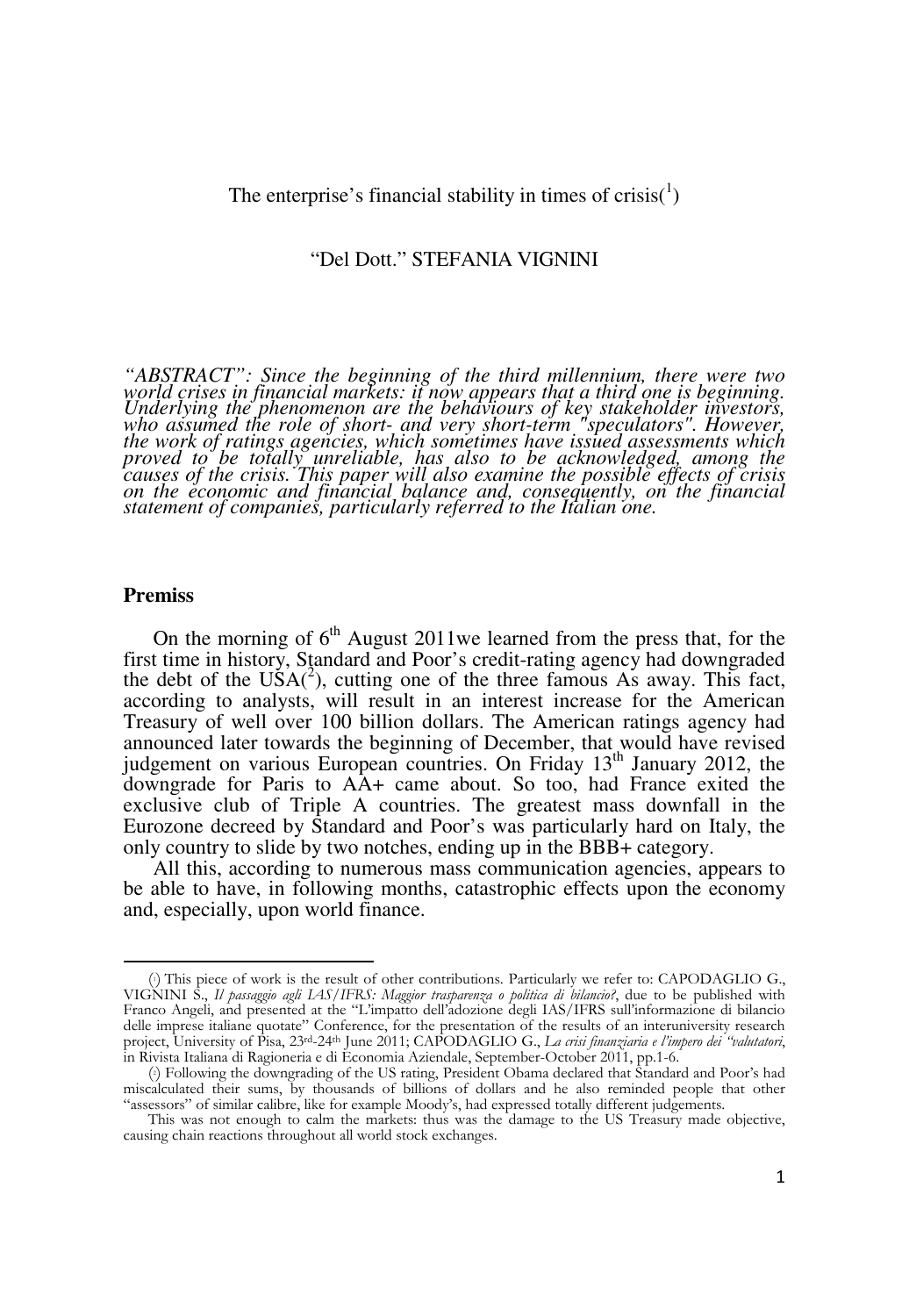The enterprise's financial stability in times of crisis([1])

"Del Dott." STEFANIA VIGNINI

*"ABSTRACT": Since the beginning of the third millennium, there were two world crises in financial markets: it now appears that a third one is beginning. Underlying the phenomenon are the behaviours of key stakeholder investors, who assumed the role of short- and very short-term "speculators". However, the work of ratings agencies, which sometimes have issued assessments which proved to be totally unreliable, has also to be acknowledged, among the causes of the crisis. This paper will also examine the possible effects of crisis on the economic and financial balance and, consequently, on the financial statement of companies, particularly referred to the Italian one.*

## Premiss

On the morning of 6th August 2011we learned from the press that, for the first time in history, Standard and Poor's credit-rating agency had downgraded the debt of the USA([2]), cutting one of the three famous As away. This fact, according to analysts, will result in an interest increase for the American Treasury of well over 100 billion dollars. The American ratings agency had announced later towards the beginning of December, that would have revised judgement on various European countries. On Friday 13th January 2012, the downgrade for Paris to AA+ came about. So too, had France exited the exclusive club of Triple A countries. The greatest mass downfall in the Eurozone decreed by Standard and Poor's was particularly hard on Italy, the only country to slide by two notches, ending up in the BBB+ category.

All this, according to numerous mass communication agencies, appears to be able to have, in following months, catastrophic effects upon the economy and, especially, upon world finance.

---

([1]) This piece of work is the result of other contributions. Particularly we refer to: CAPODAGLIO G., VIGNINI S., *Il passaggio agli IAS/IFRS: Maggior trasparenza o politica di bilancio?*, due to be published with Franco Angeli, and presented at the "L'impatto dell'adozione degli IAS/IFRS sull'informazione di bilancio delle imprese italiane quotate" Conference, for the presentation of the results of an interuniversity research project, University of Pisa, 23rd-24th June 2011; CAPODAGLIO G., *La crisi finanziaria e l'impero dei "valutatori*, in Rivista Italiana di Ragioneria e di Economia Aziendale, September-October 2011, pp.1-6.

([2]) Following the downgrading of the US rating, President Obama declared that Standard and Poor's had miscalculated their sums, by thousands of billions of dollars and he also reminded people that other "assessors" of similar calibre, like for example Moody's, had expressed totally different judgements.

This was not enough to calm the markets: thus was the damage to the US Treasury made objective, causing chain reactions throughout all world stock exchanges.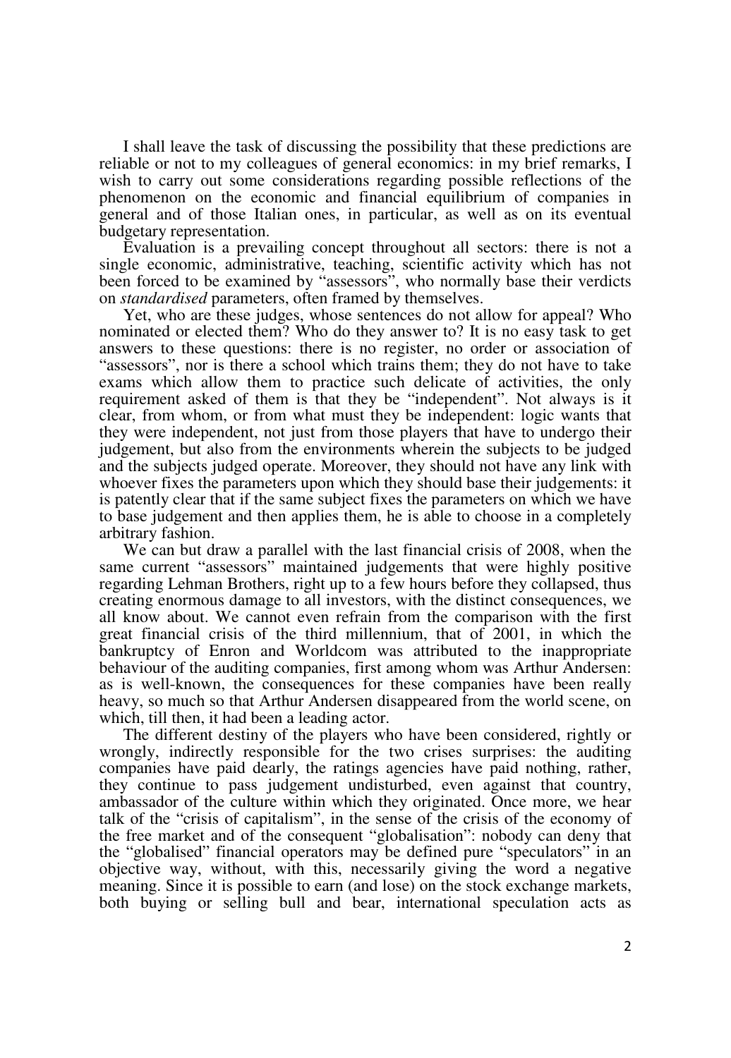I shall leave the task of discussing the possibility that these predictions are reliable or not to my colleagues of general economics: in my brief remarks, I wish to carry out some considerations regarding possible reflections of the phenomenon on the economic and financial equilibrium of companies in general and of those Italian ones, in particular, as well as on its eventual budgetary representation.

Evaluation is a prevailing concept throughout all sectors: there is not a single economic, administrative, teaching, scientific activity which has not been forced to be examined by "assessors", who normally base their verdicts on *standardised* parameters, often framed by themselves.

Yet, who are these judges, whose sentences do not allow for appeal? Who nominated or elected them? Who do they answer to? It is no easy task to get answers to these questions: there is no register, no order or association of "assessors", nor is there a school which trains them; they do not have to take exams which allow them to practice such delicate of activities, the only requirement asked of them is that they be "independent". Not always is it clear, from whom, or from what must they be independent: logic wants that they were independent, not just from those players that have to undergo their judgement, but also from the environments wherein the subjects to be judged and the subjects judged operate. Moreover, they should not have any link with whoever fixes the parameters upon which they should base their judgements: it is patently clear that if the same subject fixes the parameters on which we have to base judgement and then applies them, he is able to choose in a completely arbitrary fashion.

We can but draw a parallel with the last financial crisis of 2008, when the same current "assessors" maintained judgements that were highly positive regarding Lehman Brothers, right up to a few hours before they collapsed, thus creating enormous damage to all investors, with the distinct consequences, we all know about. We cannot even refrain from the comparison with the first great financial crisis of the third millennium, that of 2001, in which the bankruptcy of Enron and Worldcom was attributed to the inappropriate behaviour of the auditing companies, first among whom was Arthur Andersen: as is well-known, the consequences for these companies have been really heavy, so much so that Arthur Andersen disappeared from the world scene, on which, till then, it had been a leading actor.

The different destiny of the players who have been considered, rightly or wrongly, indirectly responsible for the two crises surprises: the auditing companies have paid dearly, the ratings agencies have paid nothing, rather, they continue to pass judgement undisturbed, even against that country, ambassador of the culture within which they originated. Once more, we hear talk of the "crisis of capitalism", in the sense of the crisis of the economy of the free market and of the consequent "globalisation": nobody can deny that the "globalised" financial operators may be defined pure "speculators" in an objective way, without, with this, necessarily giving the word a negative meaning. Since it is possible to earn (and lose) on the stock exchange markets, both buying or selling bull and bear, international speculation acts as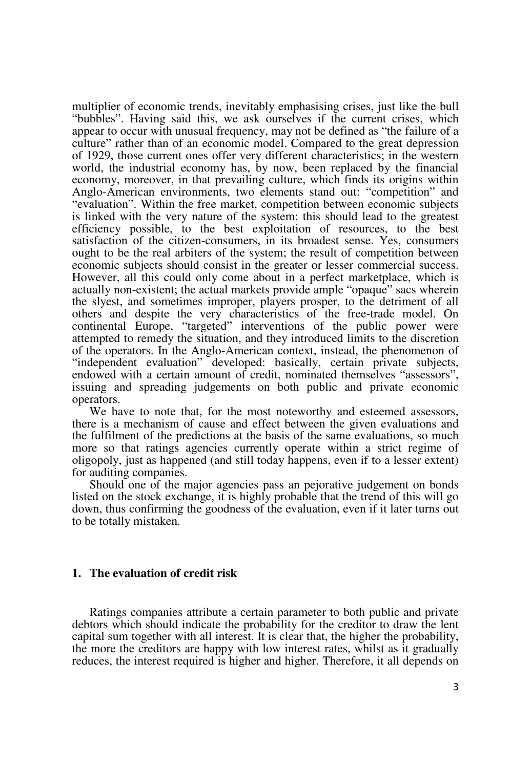multiplier of economic trends, inevitably emphasising crises, just like the bull "bubbles". Having said this, we ask ourselves if the current crises, which appear to occur with unusual frequency, may not be defined as "the failure of a culture" rather than of an economic model. Compared to the great depression of 1929, those current ones offer very different characteristics; in the western world, the industrial economy has, by now, been replaced by the financial economy, moreover, in that prevailing culture, which finds its origins within Anglo-American environments, two elements stand out: "competition" and "evaluation". Within the free market, competition between economic subjects is linked with the very nature of the system: this should lead to the greatest efficiency possible, to the best exploitation of resources, to the best satisfaction of the citizen-consumers, in its broadest sense. Yes, consumers ought to be the real arbiters of the system; the result of competition between economic subjects should consist in the greater or lesser commercial success. However, all this could only come about in a perfect marketplace, which is actually non-existent; the actual markets provide ample "opaque" sacs wherein the slyest, and sometimes improper, players prosper, to the detriment of all others and despite the very characteristics of the free-trade model. On continental Europe, "targeted" interventions of the public power were attempted to remedy the situation, and they introduced limits to the discretion of the operators. In the Anglo-American context, instead, the phenomenon of "independent evaluation" developed: basically, certain private subjects, endowed with a certain amount of credit, nominated themselves "assessors", issuing and spreading judgements on both public and private economic operators.

We have to note that, for the most noteworthy and esteemed assessors, there is a mechanism of cause and effect between the given evaluations and the fulfilment of the predictions at the basis of the same evaluations, so much more so that ratings agencies currently operate within a strict regime of oligopoly, just as happened (and still today happens, even if to a lesser extent) for auditing companies.

Should one of the major agencies pass an pejorative judgement on bonds listed on the stock exchange, it is highly probable that the trend of this will go down, thus confirming the goodness of the evaluation, even if it later turns out to be totally mistaken.

## 1. The evaluation of credit risk

Ratings companies attribute a certain parameter to both public and private debtors which should indicate the probability for the creditor to draw the lent capital sum together with all interest. It is clear that, the higher the probability, the more the creditors are happy with low interest rates, whilst as it gradually reduces, the interest required is higher and higher. Therefore, it all depends on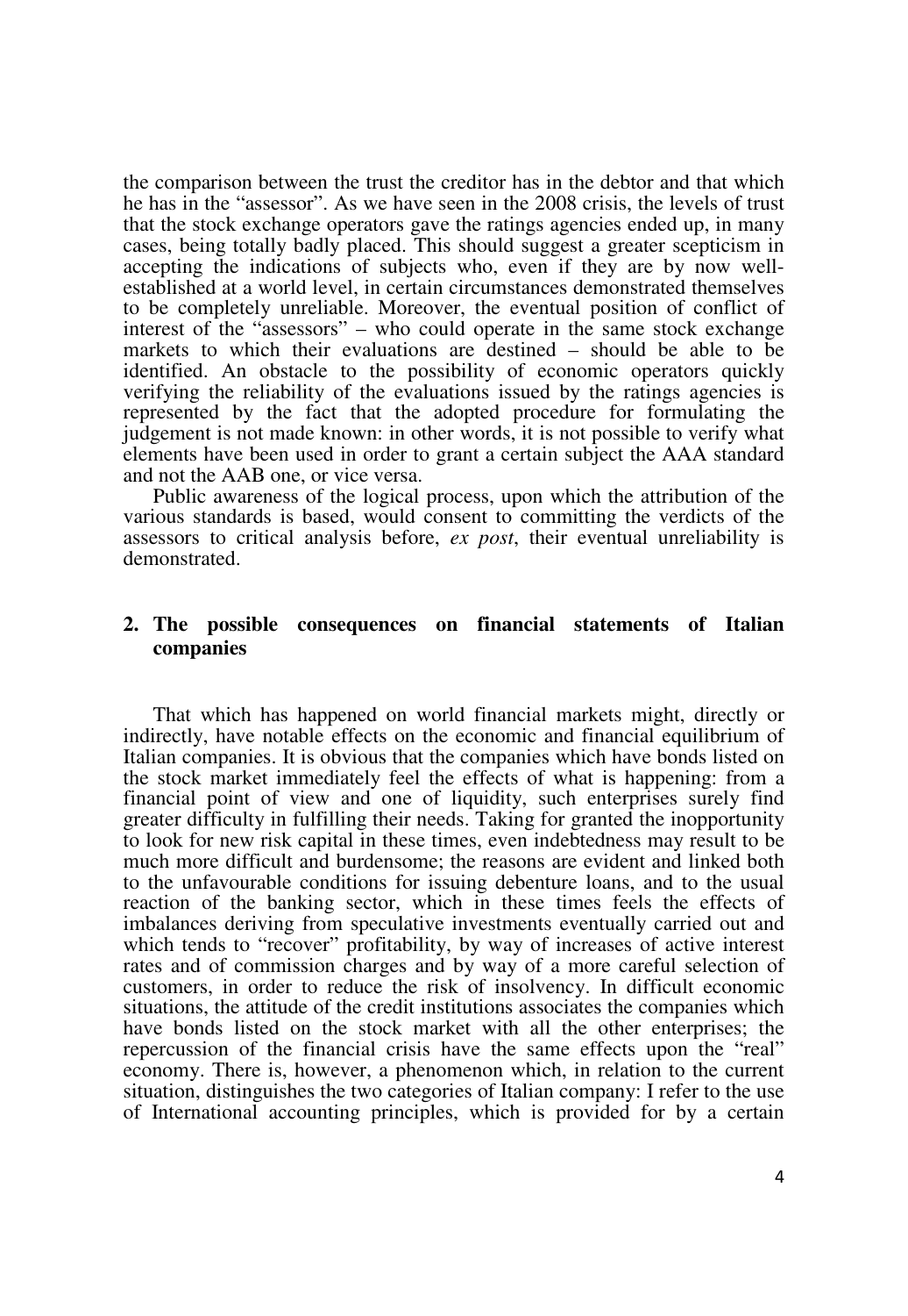the comparison between the trust the creditor has in the debtor and that which he has in the "assessor". As we have seen in the 2008 crisis, the levels of trust that the stock exchange operators gave the ratings agencies ended up, in many cases, being totally badly placed. This should suggest a greater scepticism in accepting the indications of subjects who, even if they are by now well-established at a world level, in certain circumstances demonstrated themselves to be completely unreliable. Moreover, the eventual position of conflict of interest of the "assessors" – who could operate in the same stock exchange markets to which their evaluations are destined – should be able to be identified. An obstacle to the possibility of economic operators quickly verifying the reliability of the evaluations issued by the ratings agencies is represented by the fact that the adopted procedure for formulating the judgement is not made known: in other words, it is not possible to verify what elements have been used in order to grant a certain subject the AAA standard and not the AAB one, or vice versa.

Public awareness of the logical process, upon which the attribution of the various standards is based, would consent to committing the verdicts of the assessors to critical analysis before, *ex post*, their eventual unreliability is demonstrated.

## 2. The possible consequences on financial statements of Italian companies

That which has happened on world financial markets might, directly or indirectly, have notable effects on the economic and financial equilibrium of Italian companies. It is obvious that the companies which have bonds listed on the stock market immediately feel the effects of what is happening: from a financial point of view and one of liquidity, such enterprises surely find greater difficulty in fulfilling their needs. Taking for granted the inopportunity to look for new risk capital in these times, even indebtedness may result to be much more difficult and burdensome; the reasons are evident and linked both to the unfavourable conditions for issuing debenture loans, and to the usual reaction of the banking sector, which in these times feels the effects of imbalances deriving from speculative investments eventually carried out and which tends to "recover" profitability, by way of increases of active interest rates and of commission charges and by way of a more careful selection of customers, in order to reduce the risk of insolvency. In difficult economic situations, the attitude of the credit institutions associates the companies which have bonds listed on the stock market with all the other enterprises; the repercussion of the financial crisis have the same effects upon the "real" economy. There is, however, a phenomenon which, in relation to the current situation, distinguishes the two categories of Italian company: I refer to the use of International accounting principles, which is provided for by a certain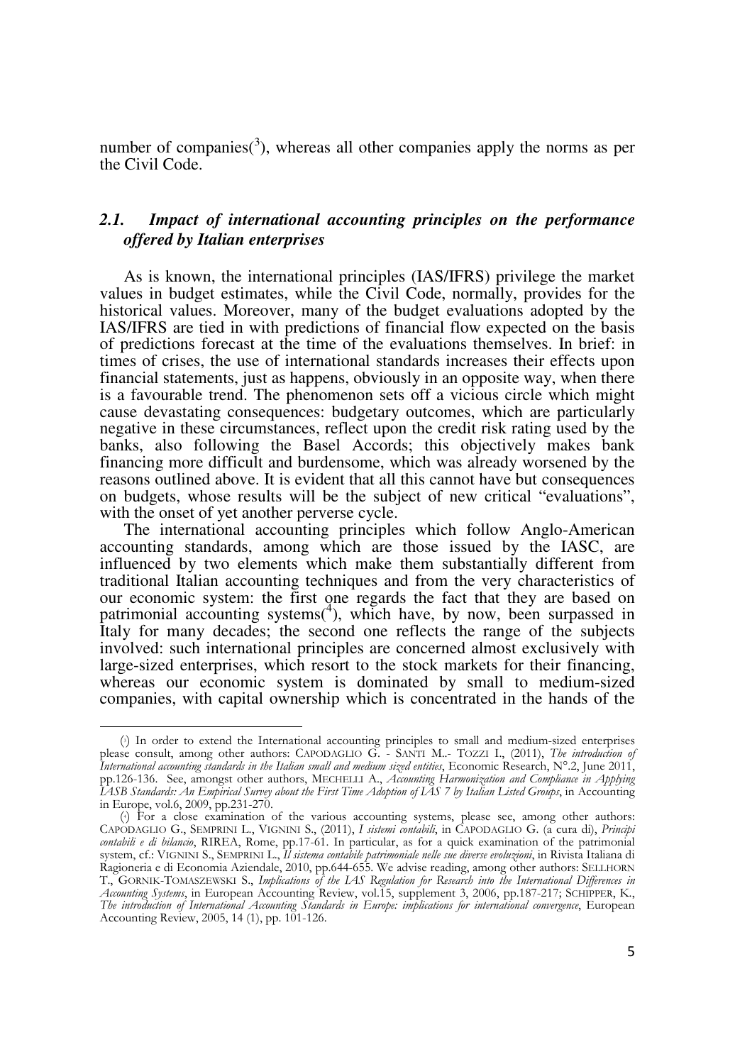number of companies([3]), whereas all other companies apply the norms as per the Civil Code.

## *2.1. Impact of international accounting principles on the performance offered by Italian enterprises*

As is known, the international principles (IAS/IFRS) privilege the market values in budget estimates, while the Civil Code, normally, provides for the historical values. Moreover, many of the budget evaluations adopted by the IAS/IFRS are tied in with predictions of financial flow expected on the basis of predictions forecast at the time of the evaluations themselves. In brief: in times of crises, the use of international standards increases their effects upon financial statements, just as happens, obviously in an opposite way, when there is a favourable trend. The phenomenon sets off a vicious circle which might cause devastating consequences: budgetary outcomes, which are particularly negative in these circumstances, reflect upon the credit risk rating used by the banks, also following the Basel Accords; this objectively makes bank financing more difficult and burdensome, which was already worsened by the reasons outlined above. It is evident that all this cannot have but consequences on budgets, whose results will be the subject of new critical "evaluations", with the onset of yet another perverse cycle.

The international accounting principles which follow Anglo-American accounting standards, among which are those issued by the IASC, are influenced by two elements which make them substantially different from traditional Italian accounting techniques and from the very characteristics of our economic system: the first one regards the fact that they are based on patrimonial accounting systems([4]), which have, by now, been surpassed in Italy for many decades; the second one reflects the range of the subjects involved: such international principles are concerned almost exclusively with large-sized enterprises, which resort to the stock markets for their financing, whereas our economic system is dominated by small to medium-sized companies, with capital ownership which is concentrated in the hands of the

---

([3]) In order to extend the International accounting principles to small and medium-sized enterprises please consult, among other authors: CAPODAGLIO G. - SANTI M..- TOZZI I., (2011), *The introduction of International accounting standards in the Italian small and medium sized entities*, Economic Research, N°.2, June 2011, pp.126-136. See, amongst other authors, MECHELLI A., *Accounting Harmonization and Compliance in Applying IASB Standards: An Empirical Survey about the First Time Adoption of IAS 7 by Italian Listed Groups*, in Accounting in Europe, vol.6, 2009, pp.231-270.

([4]) For a close examination of the various accounting systems, please see, among other authors: CAPODAGLIO G., SEMPRINI L., VIGNINI S., (2011), *I sistemi contabili*, in CAPODAGLIO G. (a cura di), *Principi contabili e di bilancio*, RIREA, Rome, pp.17-61. In particular, as for a quick examination of the patrimonial system, cf.: VIGNINI S., SEMPRINI L., *Il sistema contabile patrimoniale nelle sue diverse evoluzioni*, in Rivista Italiana di Ragioneria e di Economia Aziendale, 2010, pp.644-655. We advise reading, among other authors: SELLHORN T., GORNIK-TOMASZEWSKI S., *Implications of the IAS Regulation for Research into the International Differences in Accounting Systems*, in European Accounting Review, vol.15, supplement 3, 2006, pp.187-217; SCHIPPER, K., *The introduction of International Accounting Standards in Europe: implications for international convergence*, European Accounting Review, 2005, 14 (1), pp. 101-126.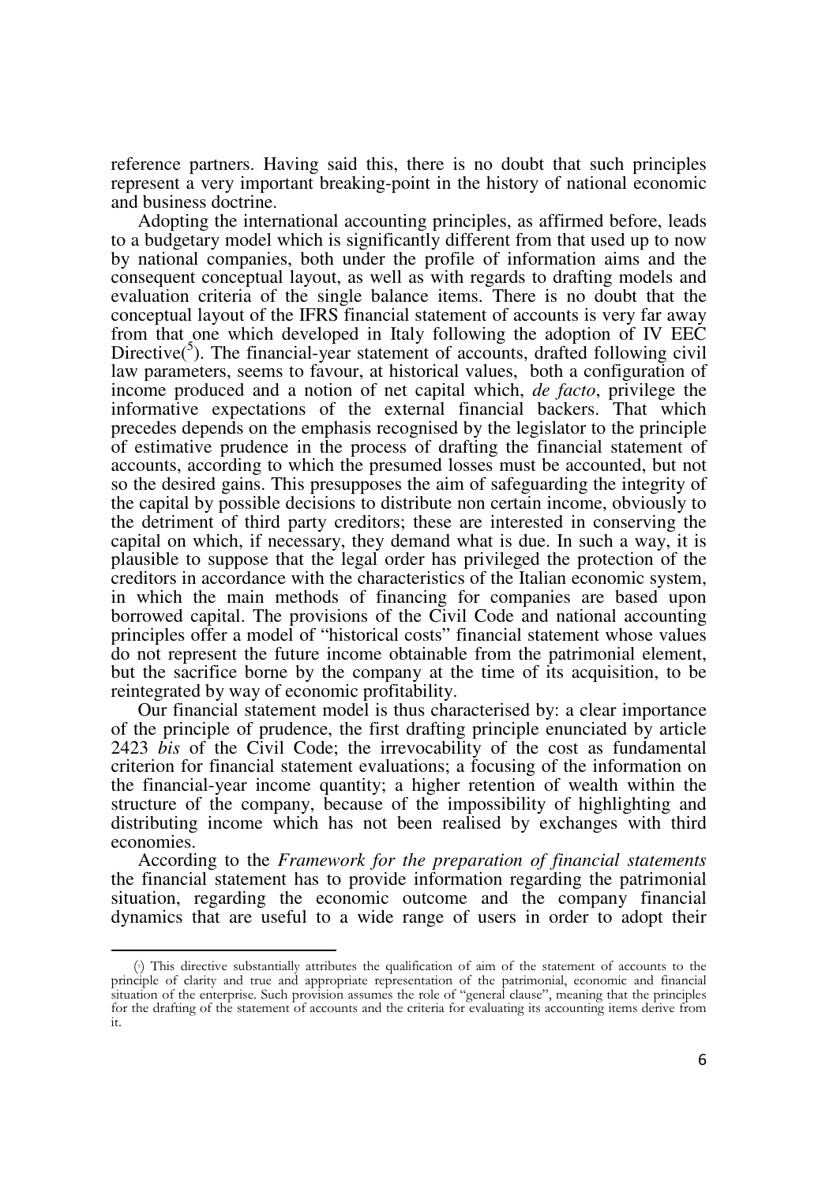reference partners. Having said this, there is no doubt that such principles represent a very important breaking-point in the history of national economic and business doctrine.

Adopting the international accounting principles, as affirmed before, leads to a budgetary model which is significantly different from that used up to now by national companies, both under the profile of information aims and the consequent conceptual layout, as well as with regards to drafting models and evaluation criteria of the single balance items. There is no doubt that the conceptual layout of the IFRS financial statement of accounts is very far away from that one which developed in Italy following the adoption of IV EEC Directive([5]). The financial-year statement of accounts, drafted following civil law parameters, seems to favour, at historical values, both a configuration of income produced and a notion of net capital which, *de facto*, privilege the informative expectations of the external financial backers. That which precedes depends on the emphasis recognised by the legislator to the principle of estimative prudence in the process of drafting the financial statement of accounts, according to which the presumed losses must be accounted, but not so the desired gains. This presupposes the aim of safeguarding the integrity of the capital by possible decisions to distribute non certain income, obviously to the detriment of third party creditors; these are interested in conserving the capital on which, if necessary, they demand what is due. In such a way, it is plausible to suppose that the legal order has privileged the protection of the creditors in accordance with the characteristics of the Italian economic system, in which the main methods of financing for companies are based upon borrowed capital. The provisions of the Civil Code and national accounting principles offer a model of "historical costs" financial statement whose values do not represent the future income obtainable from the patrimonial element, but the sacrifice borne by the company at the time of its acquisition, to be reintegrated by way of economic profitability.

Our financial statement model is thus characterised by: a clear importance of the principle of prudence, the first drafting principle enunciated by article 2423 *bis* of the Civil Code; the irrevocability of the cost as fundamental criterion for financial statement evaluations; a focusing of the information on the financial-year income quantity; a higher retention of wealth within the structure of the company, because of the impossibility of highlighting and distributing income which has not been realised by exchanges with third economies.

According to the *Framework for the preparation of financial statements* the financial statement has to provide information regarding the patrimonial situation, regarding the economic outcome and the company financial dynamics that are useful to a wide range of users in order to adopt their

---

([5]) This directive substantially attributes the qualification of aim of the statement of accounts to the principle of clarity and true and appropriate representation of the patrimonial, economic and financial situation of the enterprise. Such provision assumes the role of "general clause", meaning that the principles for the drafting of the statement of accounts and the criteria for evaluating its accounting items derive from it.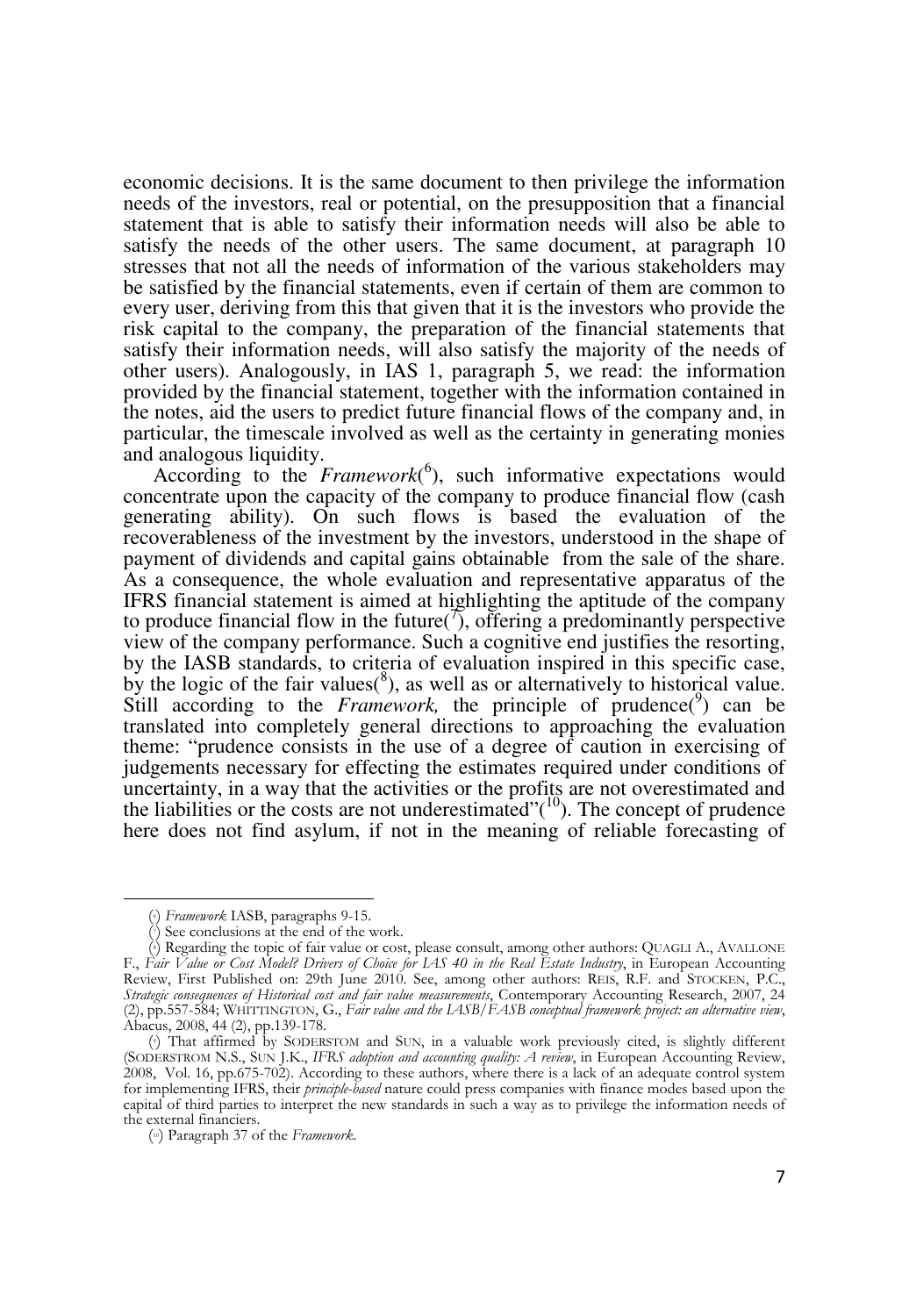economic decisions. It is the same document to then privilege the information needs of the investors, real or potential, on the presupposition that a financial statement that is able to satisfy their information needs will also be able to satisfy the needs of the other users. The same document, at paragraph 10 stresses that not all the needs of information of the various stakeholders may be satisfied by the financial statements, even if certain of them are common to every user, deriving from this that given that it is the investors who provide the risk capital to the company, the preparation of the financial statements that satisfy their information needs, will also satisfy the majority of the needs of other users). Analogously, in IAS 1, paragraph 5, we read: the information provided by the financial statement, together with the information contained in the notes, aid the users to predict future financial flows of the company and, in particular, the timescale involved as well as the certainty in generating monies and analogous liquidity.

According to the *Framework*([6]), such informative expectations would concentrate upon the capacity of the company to produce financial flow (cash generating ability). On such flows is based the evaluation of the recoverableness of the investment by the investors, understood in the shape of payment of dividends and capital gains obtainable from the sale of the share. As a consequence, the whole evaluation and representative apparatus of the IFRS financial statement is aimed at highlighting the aptitude of the company to produce financial flow in the future([7]), offering a predominantly perspective view of the company performance. Such a cognitive end justifies the resorting, by the IASB standards, to criteria of evaluation inspired in this specific case, by the logic of the fair values([8]), as well as or alternatively to historical value. Still according to the *Framework,* the principle of prudence([9]) can be translated into completely general directions to approaching the evaluation theme: "prudence consists in the use of a degree of caution in exercising of judgements necessary for effecting the estimates required under conditions of uncertainty, in a way that the activities or the profits are not overestimated and the liabilities or the costs are not underestimated"([10]). The concept of prudence here does not find asylum, if not in the meaning of reliable forecasting of

---

([6]) *Framework* IASB, paragraphs 9-15.

([7]) See conclusions at the end of the work.

([8]) Regarding the topic of fair value or cost, please consult, among other authors: QUAGLI A., AVALLONE F., *Fair Value or Cost Model? Drivers of Choice for IAS 40 in the Real Estate Industry*, in European Accounting Review, First Published on: 29th June 2010. See, among other authors: REIS, R.F. and STOCKEN, P.C., *Strategic consequences of Historical cost and fair value measurements*, Contemporary Accounting Research, 2007, 24 (2), pp.557-584; WHITTINGTON, G., *Fair value and the IASB/FASB conceptual framework project: an alternative view*, Abacus, 2008, 44 (2), pp.139-178.

([9]) That affirmed by SODERSTOM and SUN, in a valuable work previously cited, is slightly different (SODERSTROM N.S., SUN J.K., *IFRS adoption and accounting quality: A review*, in European Accounting Review, 2008, Vol. 16, pp.675-702). According to these authors, where there is a lack of an adequate control system for implementing IFRS, their *principle-based* nature could press companies with finance modes based upon the capital of third parties to interpret the new standards in such a way as to privilege the information needs of the external financiers.

([10]) Paragraph 37 of the *Framework*.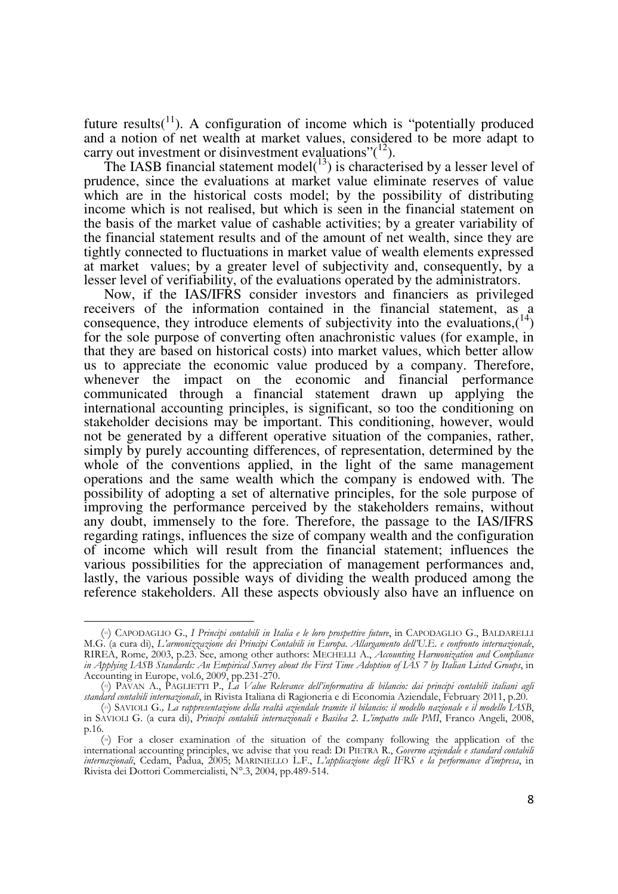future results([11]). A configuration of income which is "potentially produced and a notion of net wealth at market values, considered to be more adapt to carry out investment or disinvestment evaluations"([12]).

The IASB financial statement model([13]) is characterised by a lesser level of prudence, since the evaluations at market value eliminate reserves of value which are in the historical costs model; by the possibility of distributing income which is not realised, but which is seen in the financial statement on the basis of the market value of cashable activities; by a greater variability of the financial statement results and of the amount of net wealth, since they are tightly connected to fluctuations in market value of wealth elements expressed at market values; by a greater level of subjectivity and, consequently, by a lesser level of verifiability, of the evaluations operated by the administrators.

Now, if the IAS/IFRS consider investors and financiers as privileged receivers of the information contained in the financial statement, as a consequence, they introduce elements of subjectivity into the evaluations,([14]) for the sole purpose of converting often anachronistic values (for example, in that they are based on historical costs) into market values, which better allow us to appreciate the economic value produced by a company. Therefore, whenever the impact on the economic and financial performance communicated through a financial statement drawn up applying the international accounting principles, is significant, so too the conditioning on stakeholder decisions may be important. This conditioning, however, would not be generated by a different operative situation of the companies, rather, simply by purely accounting differences, of representation, determined by the whole of the conventions applied, in the light of the same management operations and the same wealth which the company is endowed with. The possibility of adopting a set of alternative principles, for the sole purpose of improving the performance perceived by the stakeholders remains, without any doubt, immensely to the fore. Therefore, the passage to the IAS/IFRS regarding ratings, influences the size of company wealth and the configuration of income which will result from the financial statement; influences the various possibilities for the appreciation of management performances and, lastly, the various possible ways of dividing the wealth produced among the reference stakeholders. All these aspects obviously also have an influence on

---

([11]) CAPODAGLIO G., *I Principi contabili in Italia e le loro prospettive future*, in CAPODAGLIO G., BALDARELLI M.G. (a cura di), *L'armonizzazione dei Principi Contabili in Europa. Allargamento dell'U.E. e confronto internazionale*, RIREA, Rome, 2003, p.23. See, among other authors: MECHELLI A., *Accounting Harmonization and Compliance in Applying IASB Standards: An Empirical Survey about the First Time Adoption of IAS 7 by Italian Listed Groups*, in Accounting in Europe, vol.6, 2009, pp.231-270.

([12]) PAVAN A., PAGLIETTI P., *La Value Relevance dell'informativa di bilancio: dai principi contabili italiani agli standard contabili internazionali*, in Rivista Italiana di Ragioneria e di Economia Aziendale, February 2011, p.20.

([13]) SAVIOLI G., *La rappresentazione della realtà aziendale tramite il bilancio: il modello nazionale e il modello IASB*, in SAVIOLI G. (a cura di), *Principi contabili internazionali e Basilea 2. L'impatto sulle PMI*, Franco Angeli, 2008, p.16.

([14]) For a closer examination of the situation of the company following the application of the international accounting principles, we advise that you read: DI PIETRA R., *Governo aziendale e standard contabili internazionali*, Cedam, Padua, 2005; MARINIELLO L.F., *L'applicazione degli IFRS e la performance d'impresa*, in Rivista dei Dottori Commercialisti, N°.3, 2004, pp.489-514.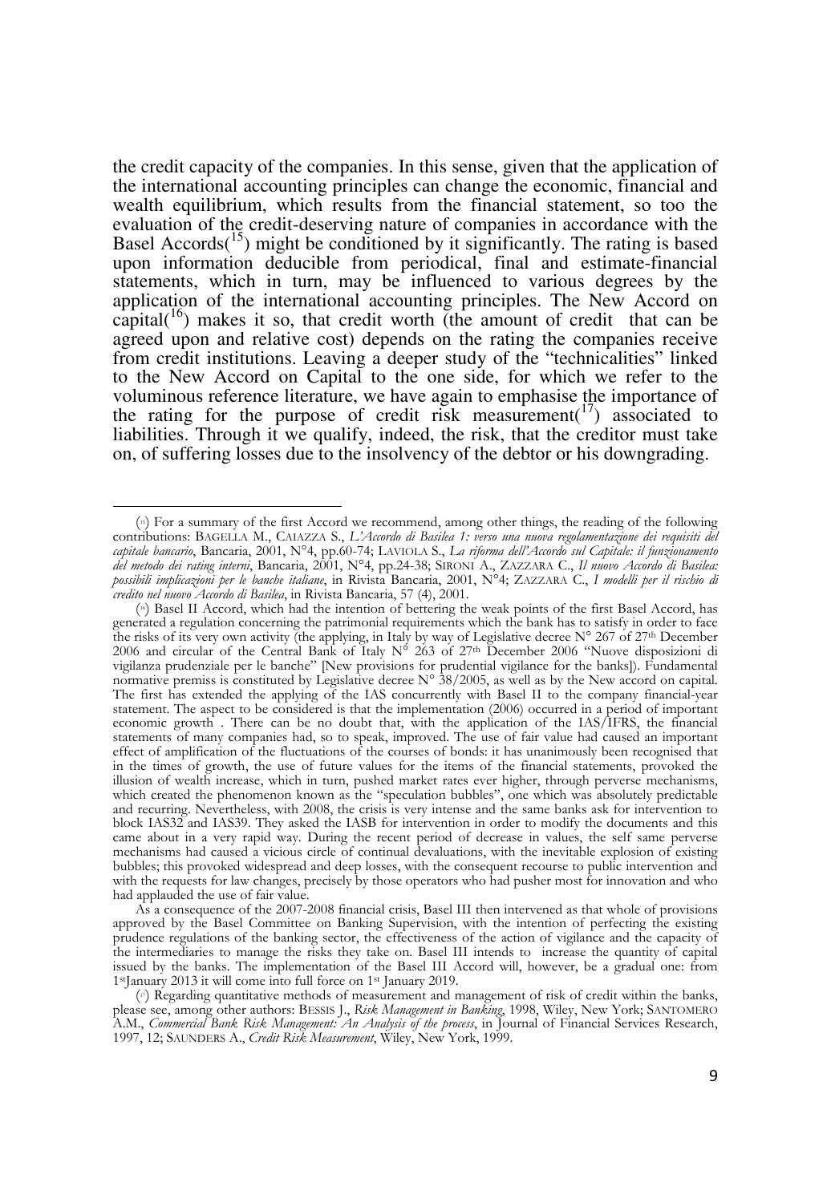the credit capacity of the companies. In this sense, given that the application of the international accounting principles can change the economic, financial and wealth equilibrium, which results from the financial statement, so too the evaluation of the credit-deserving nature of companies in accordance with the Basel Accords([15]) might be conditioned by it significantly. The rating is based upon information deducible from periodical, final and estimate-financial statements, which in turn, may be influenced to various degrees by the application of the international accounting principles. The New Accord on capital([16]) makes it so, that credit worth (the amount of credit that can be agreed upon and relative cost) depends on the rating the companies receive from credit institutions. Leaving a deeper study of the "technicalities" linked to the New Accord on Capital to the one side, for which we refer to the voluminous reference literature, we have again to emphasise the importance of the rating for the purpose of credit risk measurement([17]) associated to liabilities. Through it we qualify, indeed, the risk, that the creditor must take on, of suffering losses due to the insolvency of the debtor or his downgrading.

---

([15]) For a summary of the first Accord we recommend, among other things, the reading of the following contributions: BAGELLA M., CAIAZZA S., *L'Accordo di Basilea 1: verso una nuova regolamentazione dei requisiti del capitale bancario*, Bancaria, 2001, N°4, pp.60-74; LAVIOLA S., *La riforma dell'Accordo sul Capitale: il funzionamento del metodo dei rating interni*, Bancaria, 2001, N°4, pp.24-38; SIRONI A., ZAZZARA C., *Il nuovo Accordo di Basilea: possibili implicazioni per le banche italiane*, in Rivista Bancaria, 2001, N°4; ZAZZARA C., *I modelli per il rischio di credito nel nuovo Accordo di Basilea*, in Rivista Bancaria, 57 (4), 2001.

([16]) Basel II Accord, which had the intention of bettering the weak points of the first Basel Accord, has generated a regulation concerning the patrimonial requirements which the bank has to satisfy in order to face the risks of its very own activity (the applying, in Italy by way of Legislative decree N° 267 of 27th December 2006 and circular of the Central Bank of Italy N° 263 of 27th December 2006 "Nuove disposizioni di vigilanza prudenziale per le banche" [New provisions for prudential vigilance for the banks]). Fundamental normative premiss is constituted by Legislative decree N° 38/2005, as well as by the New accord on capital. The first has extended the applying of the IAS concurrently with Basel II to the company financial-year statement. The aspect to be considered is that the implementation (2006) occurred in a period of important economic growth . There can be no doubt that, with the application of the IAS/IFRS, the financial statements of many companies had, so to speak, improved. The use of fair value had caused an important effect of amplification of the fluctuations of the courses of bonds: it has unanimously been recognised that in the times of growth, the use of future values for the items of the financial statements, provoked the illusion of wealth increase, which in turn, pushed market rates ever higher, through perverse mechanisms, which created the phenomenon known as the "speculation bubbles", one which was absolutely predictable and recurring. Nevertheless, with 2008, the crisis is very intense and the same banks ask for intervention to block IAS32 and IAS39. They asked the IASB for intervention in order to modify the documents and this came about in a very rapid way. During the recent period of decrease in values, the self same perverse mechanisms had caused a vicious circle of continual devaluations, with the inevitable explosion of existing bubbles; this provoked widespread and deep losses, with the consequent recourse to public intervention and with the requests for law changes, precisely by those operators who had pusher most for innovation and who had applauded the use of fair value.

As a consequence of the 2007-2008 financial crisis, Basel III then intervened as that whole of provisions approved by the Basel Committee on Banking Supervision, with the intention of perfecting the existing prudence regulations of the banking sector, the effectiveness of the action of vigilance and the capacity of the intermediaries to manage the risks they take on. Basel III intends to increase the quantity of capital issued by the banks. The implementation of the Basel III Accord will, however, be a gradual one: from 1st January 2013 it will come into full force on 1st January 2019.

([17]) Regarding quantitative methods of measurement and management of risk of credit within the banks, please see, among other authors: BESSIS J., *Risk Management in Banking*, 1998, Wiley, New York; SANTOMERO A.M., *Commercial Bank Risk Management: An Analysis of the process*, in Journal of Financial Services Research, 1997, 12; SAUNDERS A., *Credit Risk Measurement*, Wiley, New York, 1999.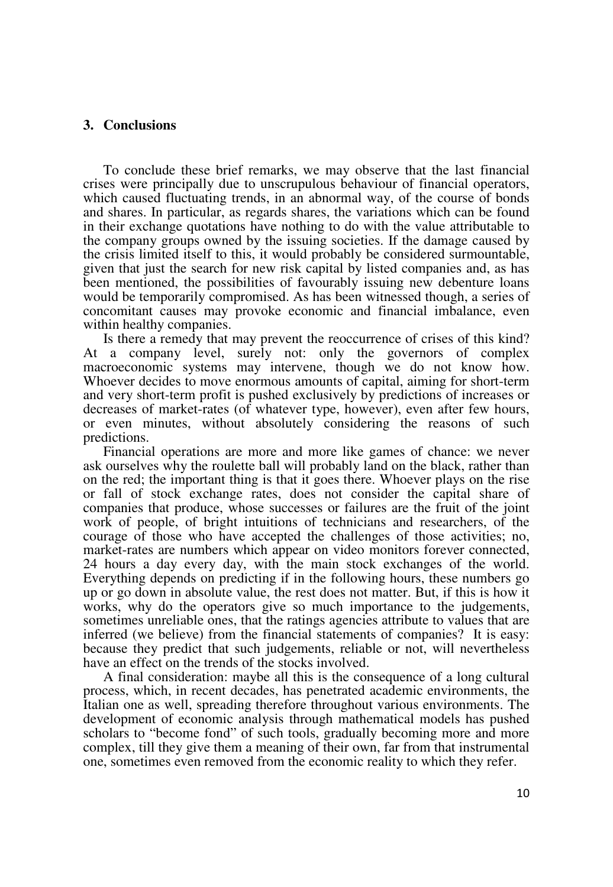## 3. Conclusions

To conclude these brief remarks, we may observe that the last financial crises were principally due to unscrupulous behaviour of financial operators, which caused fluctuating trends, in an abnormal way, of the course of bonds and shares. In particular, as regards shares, the variations which can be found in their exchange quotations have nothing to do with the value attributable to the company groups owned by the issuing societies. If the damage caused by the crisis limited itself to this, it would probably be considered surmountable, given that just the search for new risk capital by listed companies and, as has been mentioned, the possibilities of favourably issuing new debenture loans would be temporarily compromised. As has been witnessed though, a series of concomitant causes may provoke economic and financial imbalance, even within healthy companies.

Is there a remedy that may prevent the reoccurrence of crises of this kind? At a company level, surely not: only the governors of complex macroeconomic systems may intervene, though we do not know how. Whoever decides to move enormous amounts of capital, aiming for short-term and very short-term profit is pushed exclusively by predictions of increases or decreases of market-rates (of whatever type, however), even after few hours, or even minutes, without absolutely considering the reasons of such predictions.

Financial operations are more and more like games of chance: we never ask ourselves why the roulette ball will probably land on the black, rather than on the red; the important thing is that it goes there. Whoever plays on the rise or fall of stock exchange rates, does not consider the capital share of companies that produce, whose successes or failures are the fruit of the joint work of people, of bright intuitions of technicians and researchers, of the courage of those who have accepted the challenges of those activities; no, market-rates are numbers which appear on video monitors forever connected, 24 hours a day every day, with the main stock exchanges of the world. Everything depends on predicting if in the following hours, these numbers go up or go down in absolute value, the rest does not matter. But, if this is how it works, why do the operators give so much importance to the judgements, sometimes unreliable ones, that the ratings agencies attribute to values that are inferred (we believe) from the financial statements of companies? It is easy: because they predict that such judgements, reliable or not, will nevertheless have an effect on the trends of the stocks involved.

A final consideration: maybe all this is the consequence of a long cultural process, which, in recent decades, has penetrated academic environments, the Italian one as well, spreading therefore throughout various environments. The development of economic analysis through mathematical models has pushed scholars to "become fond" of such tools, gradually becoming more and more complex, till they give them a meaning of their own, far from that instrumental one, sometimes even removed from the economic reality to which they refer.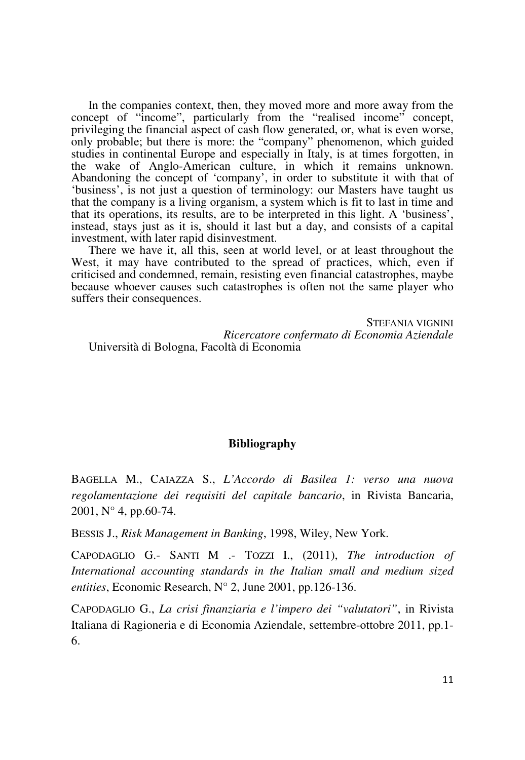In the companies context, then, they moved more and more away from the concept of "income", particularly from the "realised income" concept, privileging the financial aspect of cash flow generated, or, what is even worse, only probable; but there is more: the "company" phenomenon, which guided studies in continental Europe and especially in Italy, is at times forgotten, in the wake of Anglo-American culture, in which it remains unknown. Abandoning the concept of 'company', in order to substitute it with that of 'business', is not just a question of terminology: our Masters have taught us that the company is a living organism, a system which is fit to last in time and that its operations, its results, are to be interpreted in this light. A 'business', instead, stays just as it is, should it last but a day, and consists of a capital investment, with later rapid disinvestment.

There we have it, all this, seen at world level, or at least throughout the West, it may have contributed to the spread of practices, which, even if criticised and condemned, remain, resisting even financial catastrophes, maybe because whoever causes such catastrophes is often not the same player who suffers their consequences.

STEFANIA VIGNINI
*Ricercatore confermato di Economia Aziendale*
Università di Bologna, Facoltà di Economia

**Bibliography**

BAGELLA M., CAIAZZA S., *L'Accordo di Basilea 1: verso una nuova regolamentazione dei requisiti del capitale bancario*, in Rivista Bancaria, 2001, N° 4, pp.60-74.

BESSIS J., *Risk Management in Banking*, 1998, Wiley, New York.

CAPODAGLIO G.- SANTI M .- TOZZI I., (2011), *The introduction of International accounting standards in the Italian small and medium sized entities*, Economic Research, N° 2, June 2001, pp.126-136.

CAPODAGLIO G., *La crisi finanziaria e l'impero dei "valutatori"*, in Rivista Italiana di Ragioneria e di Economia Aziendale, settembre-ottobre 2011, pp.1-6.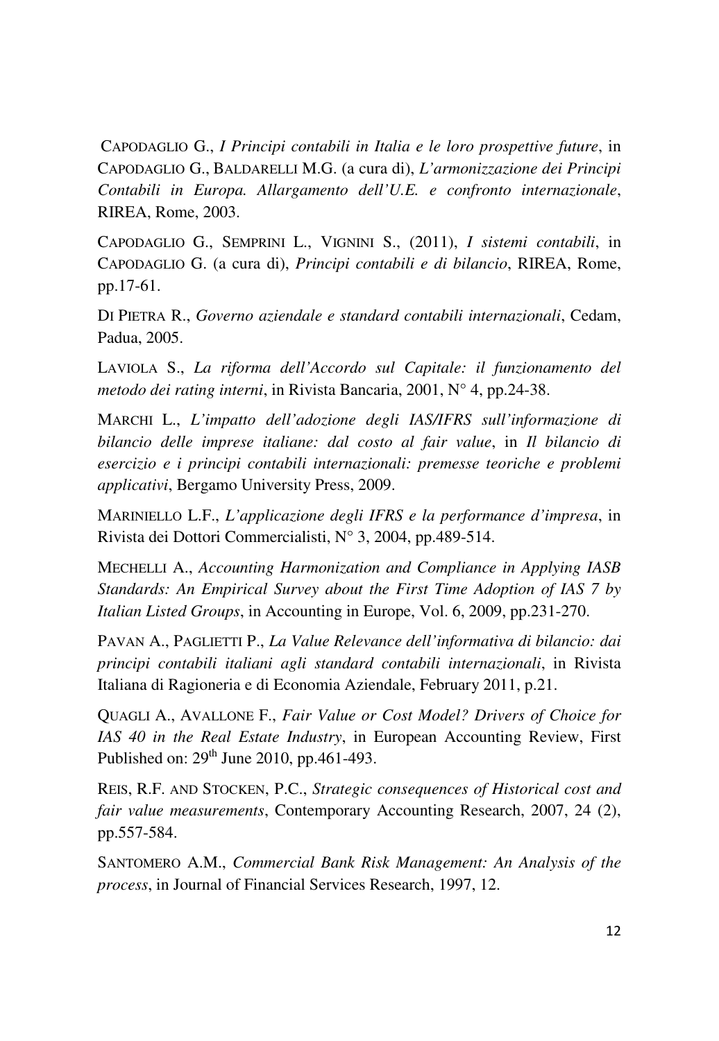CAPODAGLIO G., *I Principi contabili in Italia e le loro prospettive future*, in CAPODAGLIO G., BALDARELLI M.G. (a cura di), *L'armonizzazione dei Principi Contabili in Europa. Allargamento dell'U.E. e confronto internazionale*, RIREA, Rome, 2003.

CAPODAGLIO G., SEMPRINI L., VIGNINI S., (2011), *I sistemi contabili*, in CAPODAGLIO G. (a cura di), *Principi contabili e di bilancio*, RIREA, Rome, pp.17-61.

DI PIETRA R., *Governo aziendale e standard contabili internazionali*, Cedam, Padua, 2005.

LAVIOLA S., *La riforma dell'Accordo sul Capitale: il funzionamento del metodo dei rating interni*, in Rivista Bancaria, 2001, N° 4, pp.24-38.

MARCHI L., *L'impatto dell'adozione degli IAS/IFRS sull'informazione di bilancio delle imprese italiane: dal costo al fair value*, in *Il bilancio di esercizio e i principi contabili internazionali: premesse teoriche e problemi applicativi*, Bergamo University Press, 2009.

MARINIELLO L.F., *L'applicazione degli IFRS e la performance d'impresa*, in Rivista dei Dottori Commercialisti, N° 3, 2004, pp.489-514.

MECHELLI A., *Accounting Harmonization and Compliance in Applying IASB Standards: An Empirical Survey about the First Time Adoption of IAS 7 by Italian Listed Groups*, in Accounting in Europe, Vol. 6, 2009, pp.231-270.

PAVAN A., PAGLIETTI P., *La Value Relevance dell'informativa di bilancio: dai principi contabili italiani agli standard contabili internazionali*, in Rivista Italiana di Ragioneria e di Economia Aziendale, February 2011, p.21.

QUAGLI A., AVALLONE F., *Fair Value or Cost Model? Drivers of Choice for IAS 40 in the Real Estate Industry*, in European Accounting Review, First Published on: 29th June 2010, pp.461-493.

REIS, R.F. AND STOCKEN, P.C., *Strategic consequences of Historical cost and fair value measurements*, Contemporary Accounting Research, 2007, 24 (2), pp.557-584.

SANTOMERO A.M., *Commercial Bank Risk Management: An Analysis of the process*, in Journal of Financial Services Research, 1997, 12.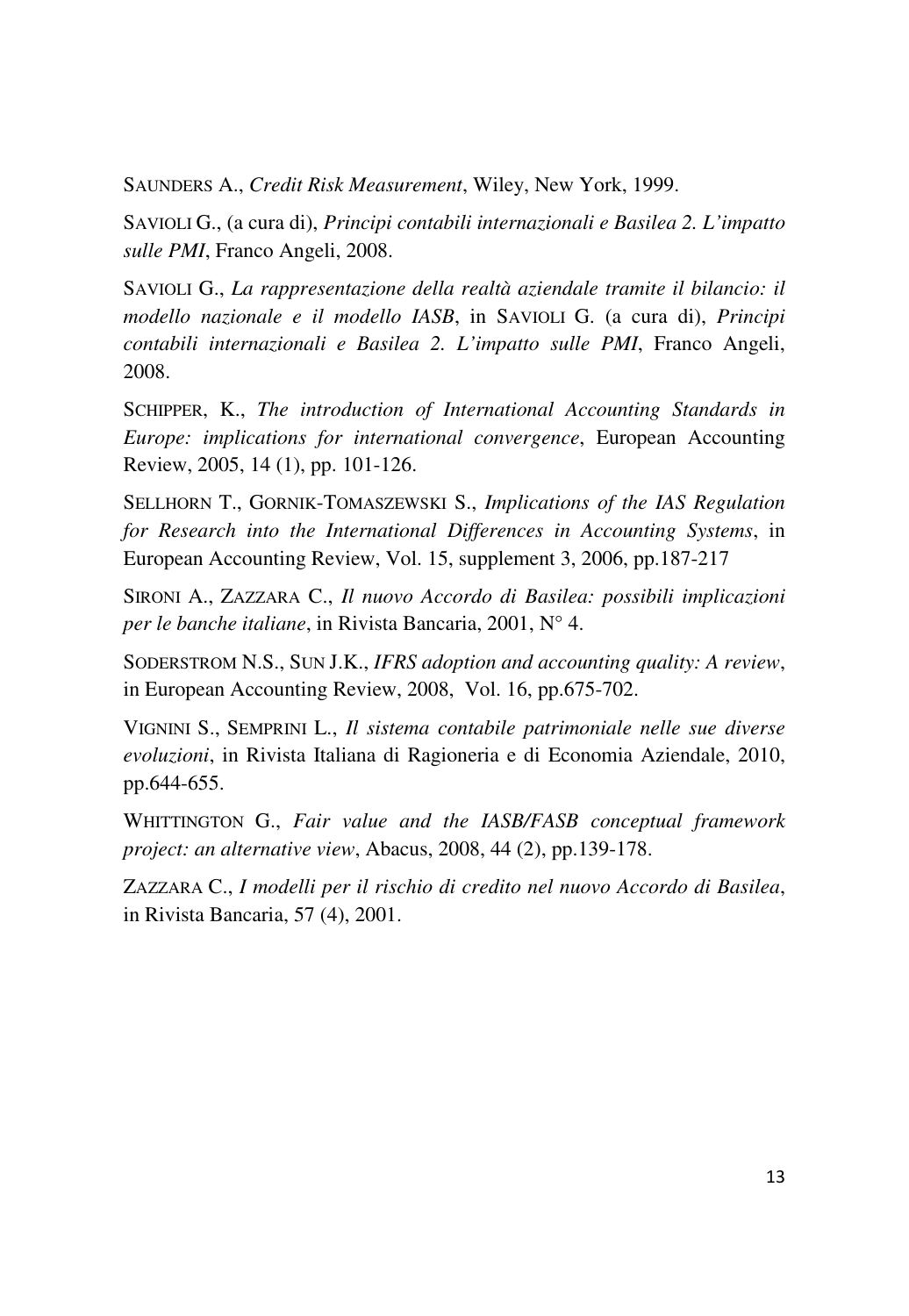SAUNDERS A., *Credit Risk Measurement*, Wiley, New York, 1999.

SAVIOLI G., (a cura di), *Principi contabili internazionali e Basilea 2. L'impatto sulle PMI*, Franco Angeli, 2008.

SAVIOLI G., *La rappresentazione della realtà aziendale tramite il bilancio: il modello nazionale e il modello IASB*, in SAVIOLI G. (a cura di), *Principi contabili internazionali e Basilea 2. L'impatto sulle PMI*, Franco Angeli, 2008.

SCHIPPER, K., *The introduction of International Accounting Standards in Europe: implications for international convergence*, European Accounting Review, 2005, 14 (1), pp. 101-126.

SELLHORN T., GORNIK-TOMASZEWSKI S., *Implications of the IAS Regulation for Research into the International Differences in Accounting Systems*, in European Accounting Review, Vol. 15, supplement 3, 2006, pp.187-217

SIRONI A., ZAZZARA C., *Il nuovo Accordo di Basilea: possibili implicazioni per le banche italiane*, in Rivista Bancaria, 2001, N° 4.

SODERSTROM N.S., SUN J.K., *IFRS adoption and accounting quality: A review*, in European Accounting Review, 2008, Vol. 16, pp.675-702.

VIGNINI S., SEMPRINI L., *Il sistema contabile patrimoniale nelle sue diverse evoluzioni*, in Rivista Italiana di Ragioneria e di Economia Aziendale, 2010, pp.644-655.

WHITTINGTON G., *Fair value and the IASB/FASB conceptual framework project: an alternative view*, Abacus, 2008, 44 (2), pp.139-178.

ZAZZARA C., *I modelli per il rischio di credito nel nuovo Accordo di Basilea*, in Rivista Bancaria, 57 (4), 2001.